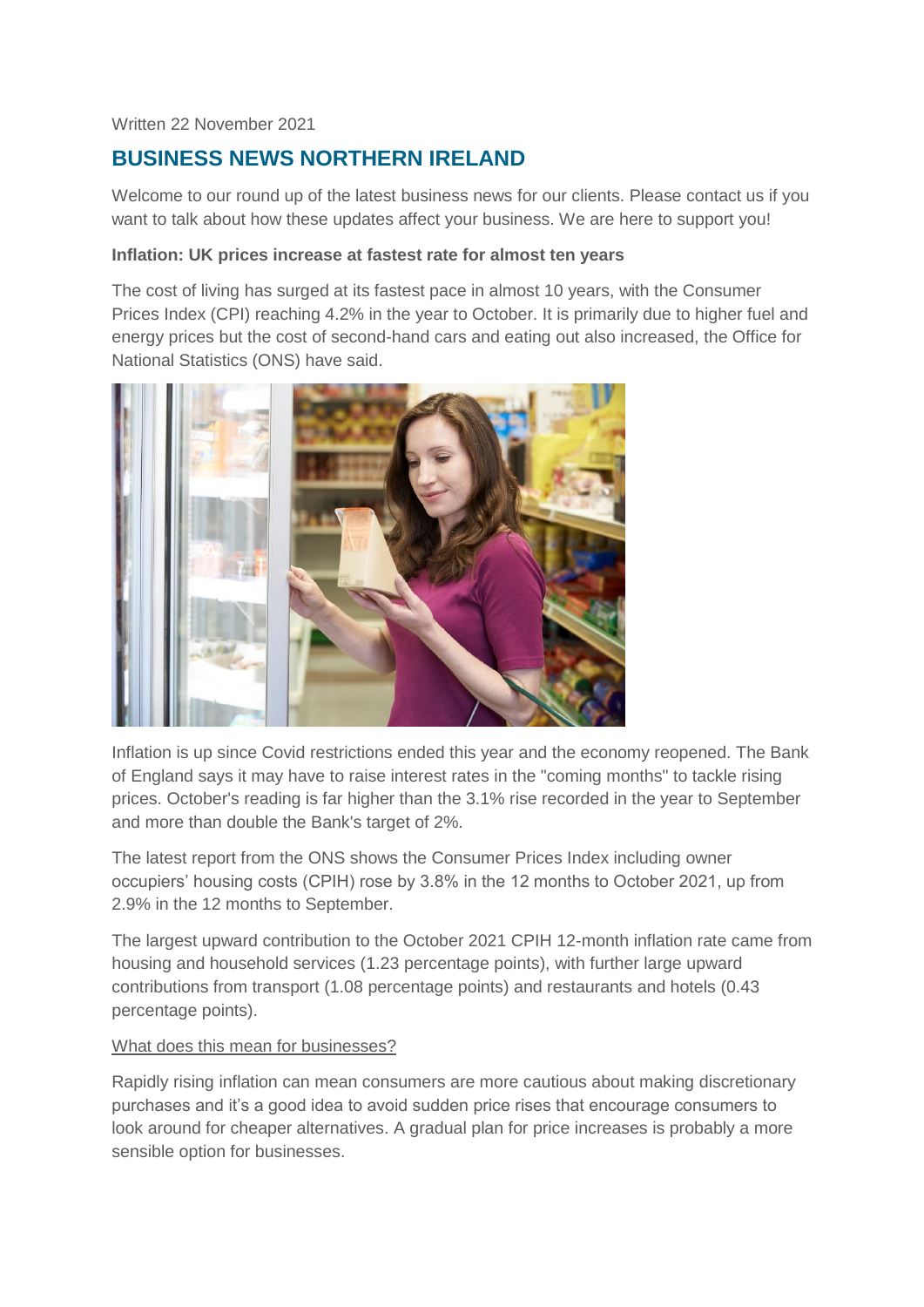Written 22 November 2021

## BUSINESS NEWS NORTHERN IRELAND

Welcome to our round up of the latest business news for our clients. Please contact us if you want to talk about how these updates affect your business. We are here to support you!

**Inflation: UK prices increase at fastest rate for almost ten years**

The cost of living has surged at its fastest pace in almost 10 years, with the Consumer Prices Index (CPI) reaching 4.2% in the year to October. It is primarily due to higher fuel and energy prices but the cost of second-hand cars and eating out also increased, the Office for National Statistics (ONS) have said.

Inflation is up since Covid restrictions ended this year and the economy reopened. The Bank of England says it may have to raise interest rates in the "coming months" to tackle rising prices. October's reading is far higher than the 3.1% rise recorded in the year to September and more than double the Bank's target of 2%.

The latest report from the ONS shows the Consumer Prices Index including owner occupiers' housing costs (CPIH) rose by 3.8% in the 12 months to October 2021, up from 2.9% in the 12 months to September.

The largest upward contribution to the October 2021 CPIH 12-month inflation rate came from housing and household services (1.23 percentage points), with further large upward contributions from transport (1.08 percentage points) and restaurants and hotels (0.43 percentage points).

What does this mean for businesses?

Rapidly rising inflation can mean consumers are more cautious about making discretionary purchases and it's a good idea to avoid sudden price rises that encourage consumers to look around for cheaper alternatives. A gradual plan for price increases is probably a more sensible option for businesses.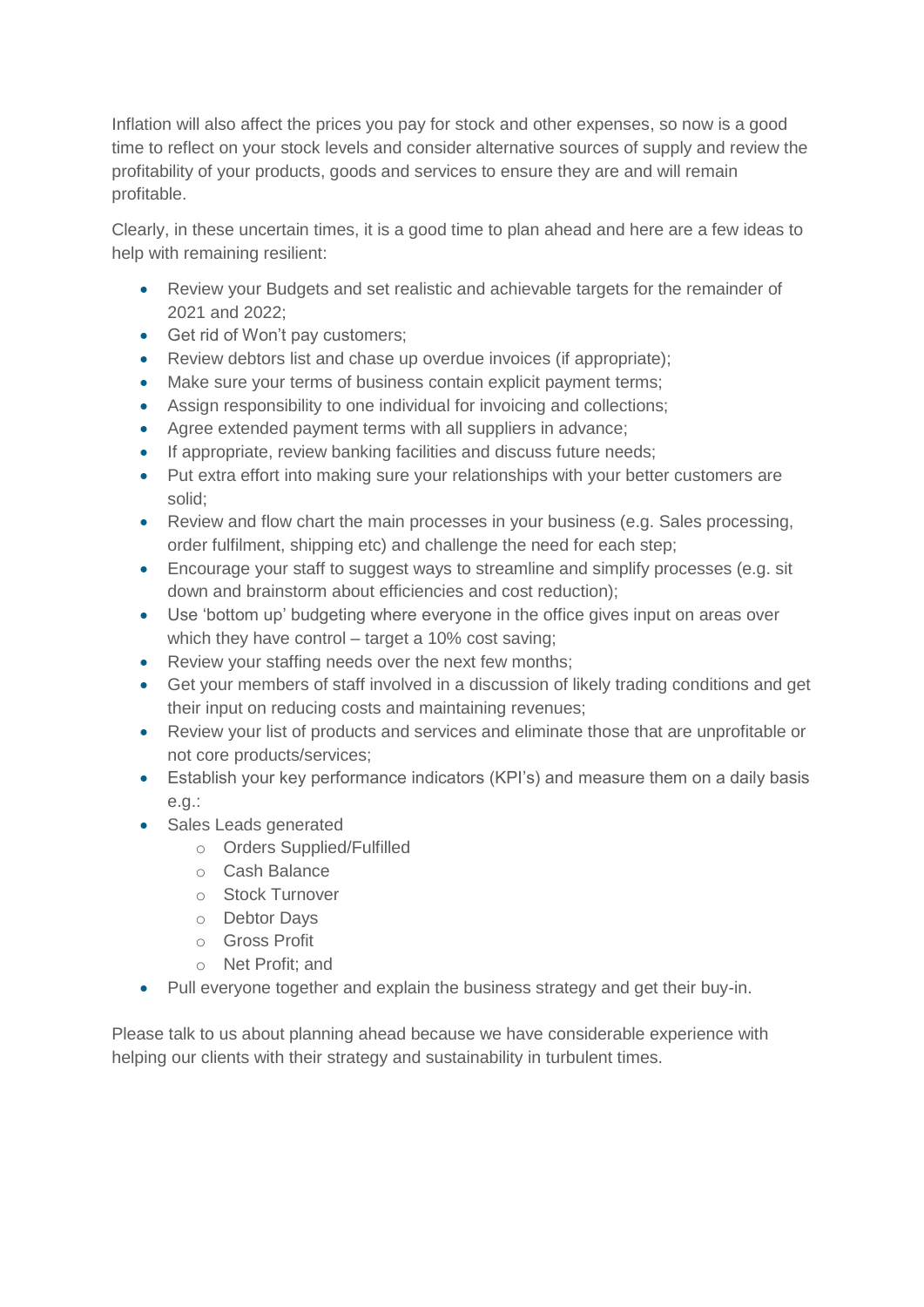Inflation will also affect the prices you pay for stock and other expenses, so now is a good time to reflect on your stock levels and consider alternative sources of supply and review the profitability of your products, goods and services to ensure they are and will remain profitable.

Clearly, in these uncertain times, it is a good time to plan ahead and here are a few ideas to help with remaining resilient:

- Review your Budgets and set realistic and achievable targets for the remainder of 2021 and 2022;
- Get rid of Won't pay customers;
- Review debtors list and chase up overdue invoices (if appropriate);
- Make sure your terms of business contain explicit payment terms;
- Assign responsibility to one individual for invoicing and collections;
- Agree extended payment terms with all suppliers in advance;
- If appropriate, review banking facilities and discuss future needs;
- Put extra effort into making sure your relationships with your better customers are solid;
- Review and flow chart the main processes in your business (e.g. Sales processing, order fulfilment, shipping etc) and challenge the need for each step;
- Encourage your staff to suggest ways to streamline and simplify processes (e.g. sit down and brainstorm about efficiencies and cost reduction);
- Use 'bottom up' budgeting where everyone in the office gives input on areas over which they have control – target a 10% cost saving;
- Review your staffing needs over the next few months;
- Get your members of staff involved in a discussion of likely trading conditions and get their input on reducing costs and maintaining revenues;
- Review your list of products and services and eliminate those that are unprofitable or not core products/services;
- Establish your key performance indicators (KPI's) and measure them on a daily basis e.g.:
- Sales Leads generated
    - Orders Supplied/Fulfilled
    - Cash Balance
    - Stock Turnover
    - Debtor Days
    - Gross Profit
    - Net Profit; and
- Pull everyone together and explain the business strategy and get their buy-in.

Please talk to us about planning ahead because we have considerable experience with helping our clients with their strategy and sustainability in turbulent times.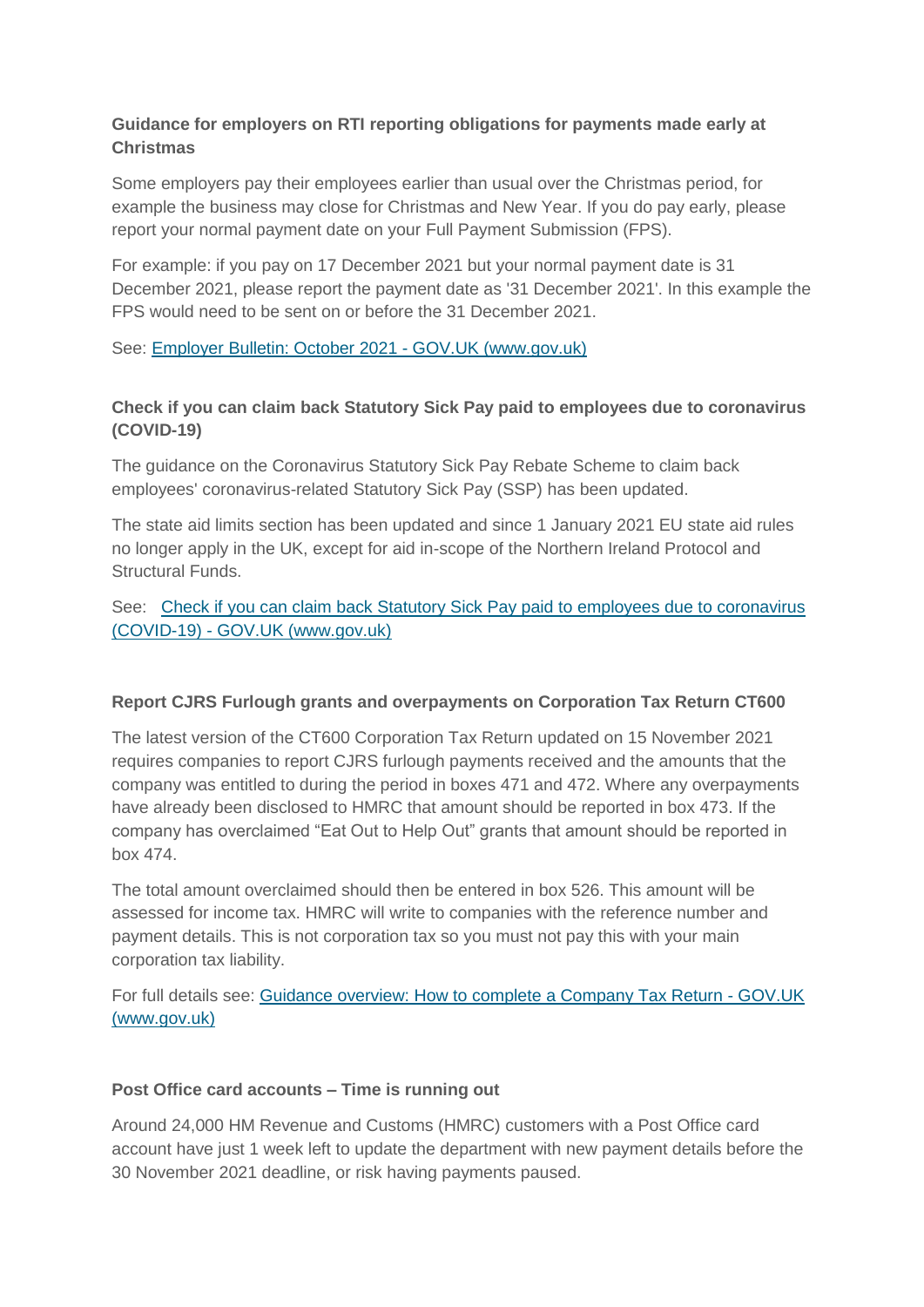**Guidance for employers on RTI reporting obligations for payments made early at Christmas**

Some employers pay their employees earlier than usual over the Christmas period, for example the business may close for Christmas and New Year. If you do pay early, please report your normal payment date on your Full Payment Submission (FPS).

For example: if you pay on 17 December 2021 but your normal payment date is 31 December 2021, please report the payment date as '31 December 2021'. In this example the FPS would need to be sent on or before the 31 December 2021.

See: [Employer Bulletin: October 2021 - GOV.UK (www.gov.uk)]

**Check if you can claim back Statutory Sick Pay paid to employees due to coronavirus (COVID-19)**

The guidance on the Coronavirus Statutory Sick Pay Rebate Scheme to claim back employees' coronavirus-related Statutory Sick Pay (SSP) has been updated.

The state aid limits section has been updated and since 1 January 2021 EU state aid rules no longer apply in the UK, except for aid in-scope of the Northern Ireland Protocol and Structural Funds.

See: [Check if you can claim back Statutory Sick Pay paid to employees due to coronavirus (COVID-19) - GOV.UK (www.gov.uk)]

**Report CJRS Furlough grants and overpayments on Corporation Tax Return CT600**

The latest version of the CT600 Corporation Tax Return updated on 15 November 2021 requires companies to report CJRS furlough payments received and the amounts that the company was entitled to during the period in boxes 471 and 472. Where any overpayments have already been disclosed to HMRC that amount should be reported in box 473. If the company has overclaimed "Eat Out to Help Out" grants that amount should be reported in box 474.

The total amount overclaimed should then be entered in box 526. This amount will be assessed for income tax. HMRC will write to companies with the reference number and payment details. This is not corporation tax so you must not pay this with your main corporation tax liability.

For full details see: [Guidance overview: How to complete a Company Tax Return - GOV.UK (www.gov.uk)]

**Post Office card accounts – Time is running out**

Around 24,000 HM Revenue and Customs (HMRC) customers with a Post Office card account have just 1 week left to update the department with new payment details before the 30 November 2021 deadline, or risk having payments paused.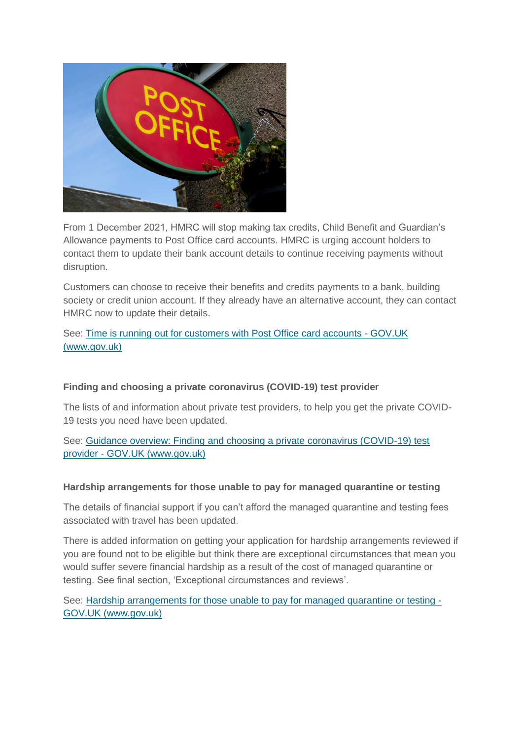From 1 December 2021, HMRC will stop making tax credits, Child Benefit and Guardian's Allowance payments to Post Office card accounts. HMRC is urging account holders to contact them to update their bank account details to continue receiving payments without disruption.

Customers can choose to receive their benefits and credits payments to a bank, building society or credit union account. If they already have an alternative account, they can contact HMRC now to update their details.

See: [Time is running out for customers with Post Office card accounts - GOV.UK (www.gov.uk)]

**Finding and choosing a private coronavirus (COVID-19) test provider**

The lists of and information about private test providers, to help you get the private COVID-19 tests you need have been updated.

See: [Guidance overview: Finding and choosing a private coronavirus (COVID-19) test provider - GOV.UK (www.gov.uk)]

**Hardship arrangements for those unable to pay for managed quarantine or testing**

The details of financial support if you can't afford the managed quarantine and testing fees associated with travel has been updated.

There is added information on getting your application for hardship arrangements reviewed if you are found not to be eligible but think there are exceptional circumstances that mean you would suffer severe financial hardship as a result of the cost of managed quarantine or testing. See final section, 'Exceptional circumstances and reviews'.

See: [Hardship arrangements for those unable to pay for managed quarantine or testing - GOV.UK (www.gov.uk)]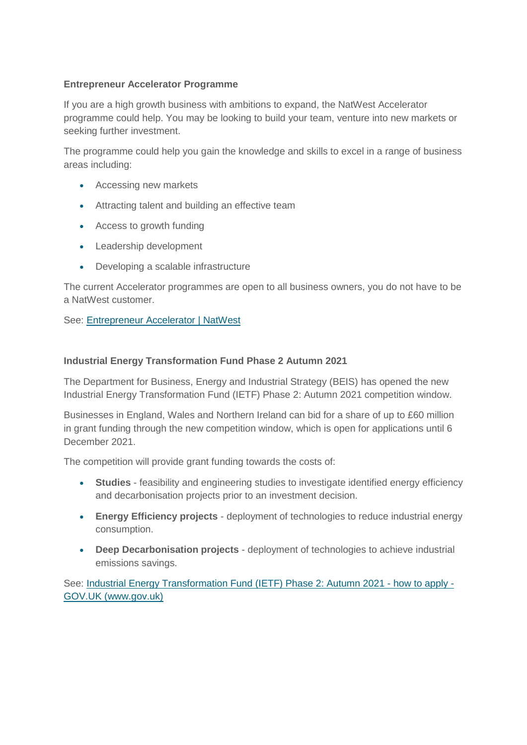**Entrepreneur Accelerator Programme**

If you are a high growth business with ambitions to expand, the NatWest Accelerator programme could help. You may be looking to build your team, venture into new markets or seeking further investment.

The programme could help you gain the knowledge and skills to excel in a range of business areas including:

- Accessing new markets
- Attracting talent and building an effective team
- Access to growth funding
- Leadership development
- Developing a scalable infrastructure

The current Accelerator programmes are open to all business owners, you do not have to be a NatWest customer.

See: [Entrepreneur Accelerator | NatWest]()

**Industrial Energy Transformation Fund Phase 2 Autumn 2021**

The Department for Business, Energy and Industrial Strategy (BEIS) has opened the new Industrial Energy Transformation Fund (IETF) Phase 2: Autumn 2021 competition window.

Businesses in England, Wales and Northern Ireland can bid for a share of up to £60 million in grant funding through the new competition window, which is open for applications until 6 December 2021.

The competition will provide grant funding towards the costs of:

- **Studies** - feasibility and engineering studies to investigate identified energy efficiency and decarbonisation projects prior to an investment decision.
- **Energy Efficiency projects** - deployment of technologies to reduce industrial energy consumption.
- **Deep Decarbonisation projects** - deployment of technologies to achieve industrial emissions savings.

See: [Industrial Energy Transformation Fund (IETF) Phase 2: Autumn 2021 - how to apply - GOV.UK (www.gov.uk)]()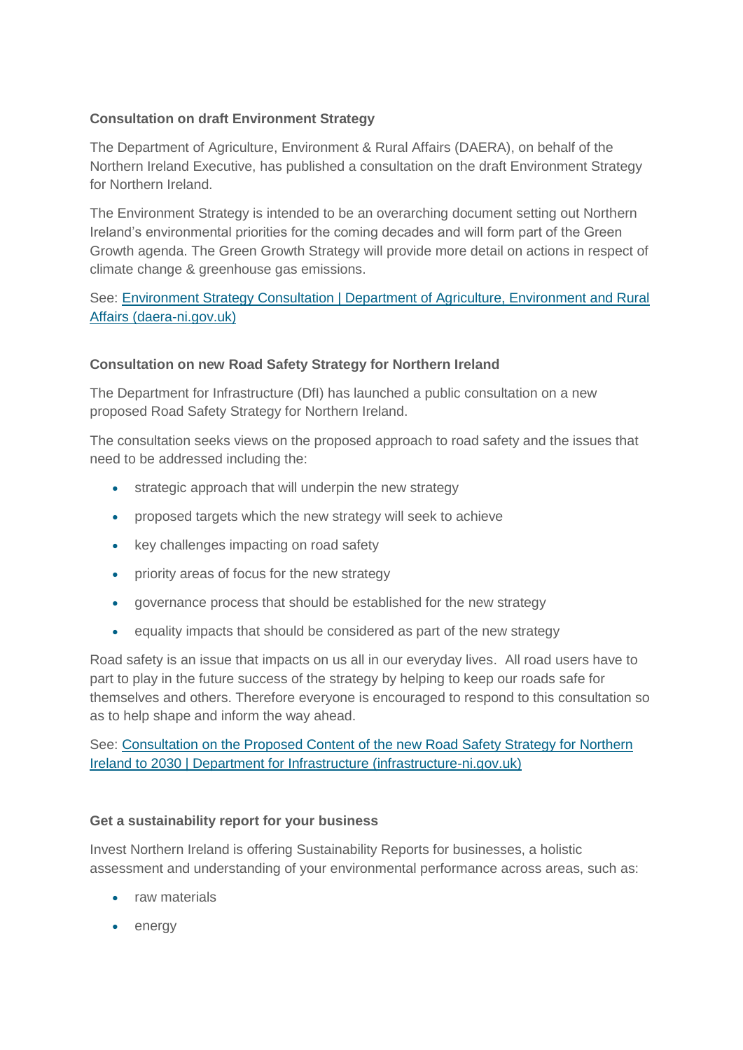**Consultation on draft Environment Strategy**

The Department of Agriculture, Environment & Rural Affairs (DAERA), on behalf of the Northern Ireland Executive, has published a consultation on the draft Environment Strategy for Northern Ireland.

The Environment Strategy is intended to be an overarching document setting out Northern Ireland's environmental priorities for the coming decades and will form part of the Green Growth agenda. The Green Growth Strategy will provide more detail on actions in respect of climate change & greenhouse gas emissions.

See: [Environment Strategy Consultation | Department of Agriculture, Environment and Rural Affairs (daera-ni.gov.uk)]()

**Consultation on new Road Safety Strategy for Northern Ireland**

The Department for Infrastructure (DfI) has launched a public consultation on a new proposed Road Safety Strategy for Northern Ireland.

The consultation seeks views on the proposed approach to road safety and the issues that need to be addressed including the:

- strategic approach that will underpin the new strategy
- proposed targets which the new strategy will seek to achieve
- key challenges impacting on road safety
- priority areas of focus for the new strategy
- governance process that should be established for the new strategy
- equality impacts that should be considered as part of the new strategy

Road safety is an issue that impacts on us all in our everyday lives. All road users have to part to play in the future success of the strategy by helping to keep our roads safe for themselves and others. Therefore everyone is encouraged to respond to this consultation so as to help shape and inform the way ahead.

See: [Consultation on the Proposed Content of the new Road Safety Strategy for Northern Ireland to 2030 | Department for Infrastructure (infrastructure-ni.gov.uk)]()

**Get a sustainability report for your business**

Invest Northern Ireland is offering Sustainability Reports for businesses, a holistic assessment and understanding of your environmental performance across areas, such as:

- raw materials
- energy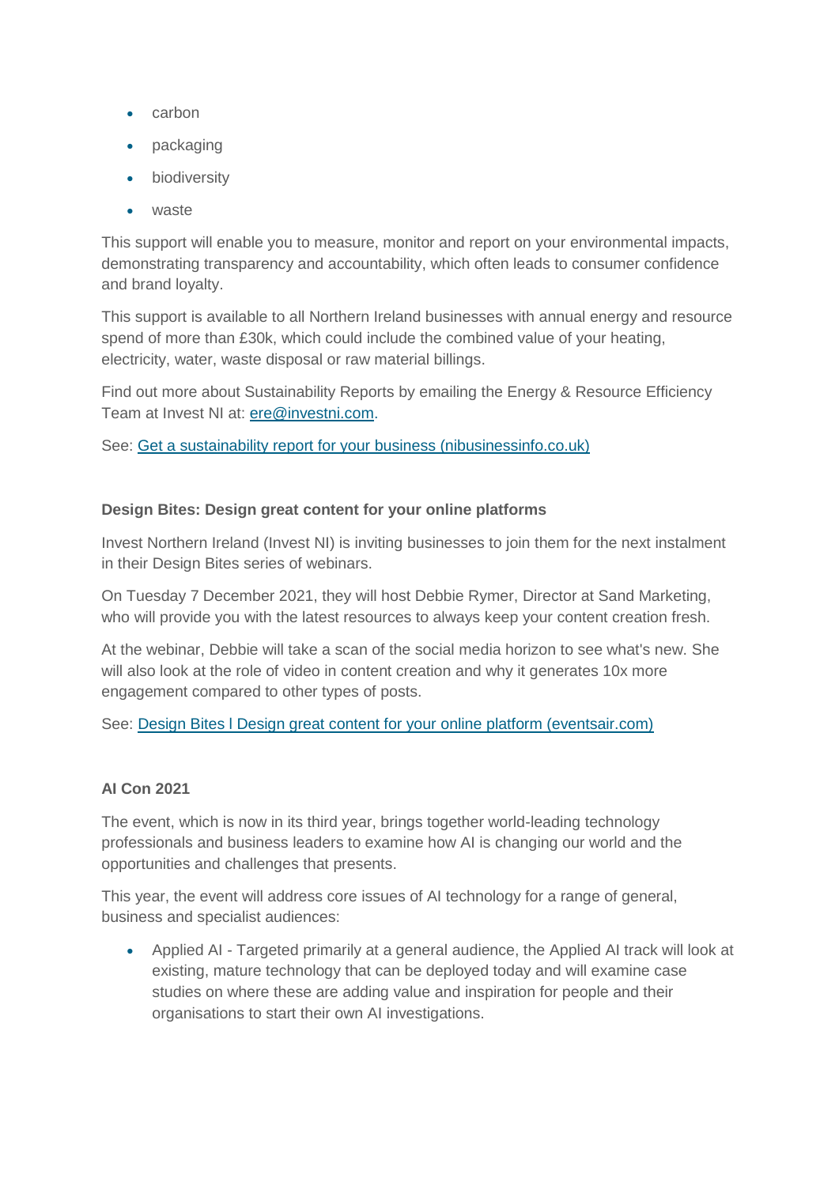- carbon
- packaging
- biodiversity
- waste

This support will enable you to measure, monitor and report on your environmental impacts, demonstrating transparency and accountability, which often leads to consumer confidence and brand loyalty.

This support is available to all Northern Ireland businesses with annual energy and resource spend of more than £30k, which could include the combined value of your heating, electricity, water, waste disposal or raw material billings.

Find out more about Sustainability Reports by emailing the Energy & Resource Efficiency Team at Invest NI at: ere@investni.com.

See: Get a sustainability report for your business (nibusinessinfo.co.uk)

**Design Bites: Design great content for your online platforms**

Invest Northern Ireland (Invest NI) is inviting businesses to join them for the next instalment in their Design Bites series of webinars.

On Tuesday 7 December 2021, they will host Debbie Rymer, Director at Sand Marketing, who will provide you with the latest resources to always keep your content creation fresh.

At the webinar, Debbie will take a scan of the social media horizon to see what's new. She will also look at the role of video in content creation and why it generates 10x more engagement compared to other types of posts.

See: Design Bites l Design great content for your online platform (eventsair.com)

**AI Con 2021**

The event, which is now in its third year, brings together world-leading technology professionals and business leaders to examine how AI is changing our world and the opportunities and challenges that presents.

This year, the event will address core issues of AI technology for a range of general, business and specialist audiences:

- Applied AI - Targeted primarily at a general audience, the Applied AI track will look at existing, mature technology that can be deployed today and will examine case studies on where these are adding value and inspiration for people and their organisations to start their own AI investigations.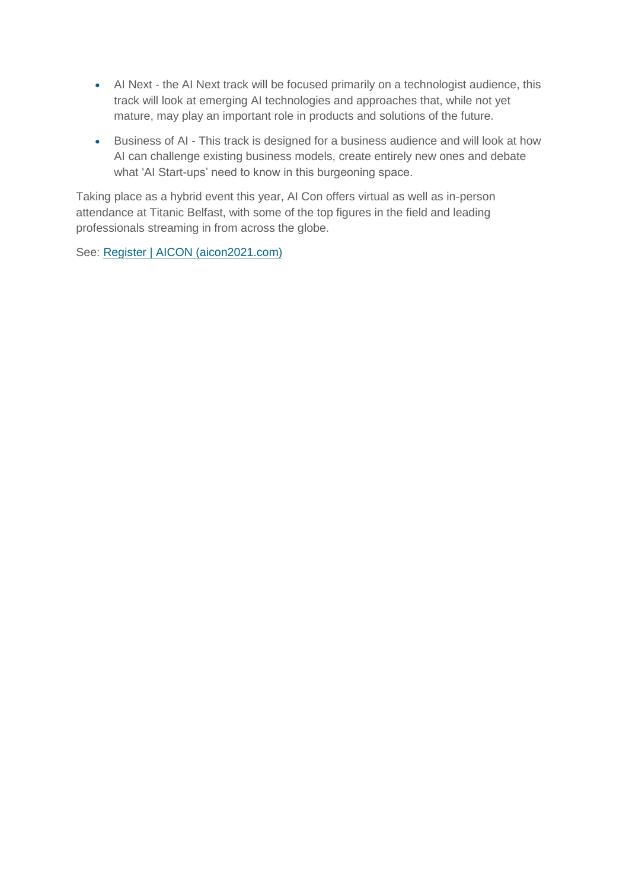- AI Next - the AI Next track will be focused primarily on a technologist audience, this track will look at emerging AI technologies and approaches that, while not yet mature, may play an important role in products and solutions of the future.
- Business of AI - This track is designed for a business audience and will look at how AI can challenge existing business models, create entirely new ones and debate what 'AI Start-ups' need to know in this burgeoning space.

Taking place as a hybrid event this year, AI Con offers virtual as well as in-person attendance at Titanic Belfast, with some of the top figures in the field and leading professionals streaming in from across the globe.

See: [Register | AICON (aicon2021.com)](aicon2021.com)